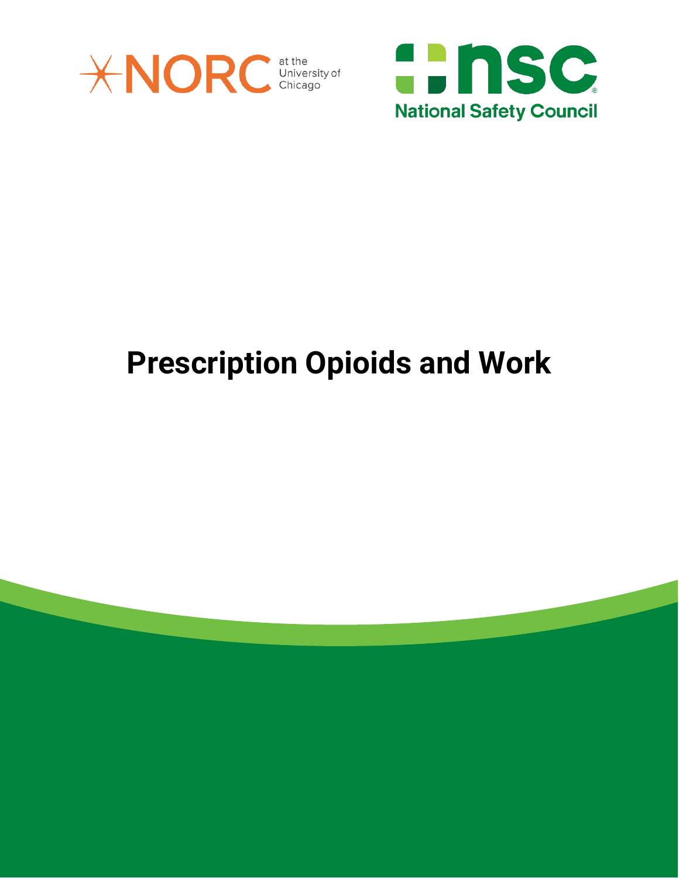NORC at the University of Chicago

National Safety Council

# Prescription Opioids and Work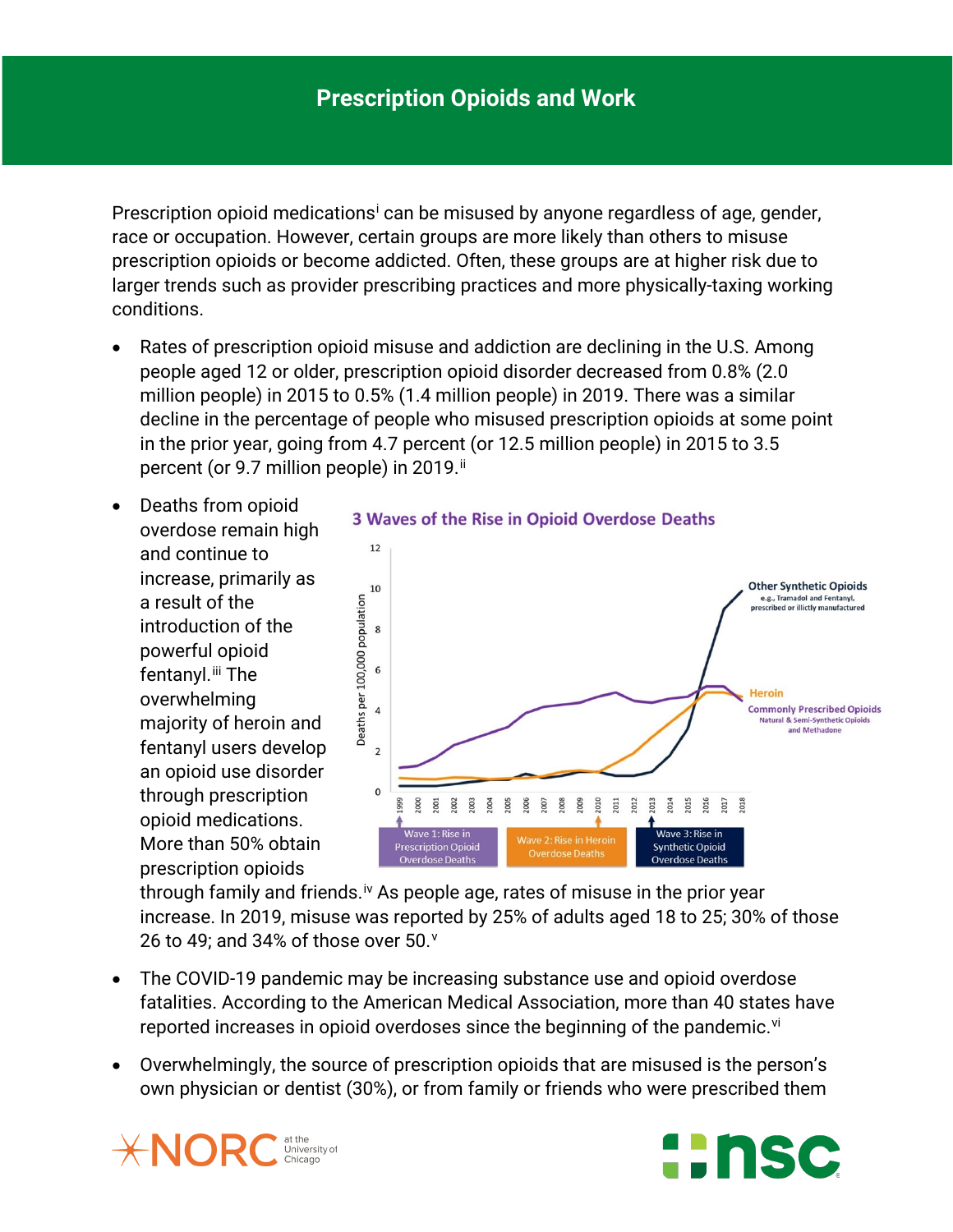## Prescription Opioids and Work

Prescription opioid medications[i] can be misused by anyone regardless of age, gender, race or occupation. However, certain groups are more likely than others to misuse prescription opioids or become addicted. Often, these groups are at higher risk due to larger trends such as provider prescribing practices and more physically-taxing working conditions.

- Rates of prescription opioid misuse and addiction are declining in the U.S. Among people aged 12 or older, prescription opioid disorder decreased from 0.8% (2.0 million people) in 2015 to 0.5% (1.4 million people) in 2019. There was a similar decline in the percentage of people who misused prescription opioids at some point in the prior year, going from 4.7 percent (or 12.5 million people) in 2015 to 3.5 percent (or 9.7 million people) in 2019.[ii]
- Deaths from opioid overdose remain high and continue to increase, primarily as a result of the introduction of the powerful opioid fentanyl.[iii] The overwhelming majority of heroin and fentanyl users develop an opioid use disorder through prescription opioid medications. More than 50% obtain prescription opioids through family and friends.[iv] As people age, rates of misuse in the prior year increase. In 2019, misuse was reported by 25% of adults aged 18 to 25; 30% of those 26 to 49; and 34% of those over 50.[v]

**3 Waves of the Rise in Opioid Overdose Deaths**

Deaths per 100,000 population (1999–2018): Other Synthetic Opioids (e.g., Tramadol and Fentanyl, prescribed or illictly manufactured); Heroin; Commonly Prescribed Opioids (Natural & Semi-Synthetic Opioids and Methadone)

Wave 1: Rise in Prescription Opioid Overdose Deaths | Wave 2: Rise in Heroin Overdose Deaths | Wave 3: Rise in Synthetic Opioid Overdose Deaths

- The COVID-19 pandemic may be increasing substance use and opioid overdose fatalities. According to the American Medical Association, more than 40 states have reported increases in opioid overdoses since the beginning of the pandemic.[vi]
- Overwhelmingly, the source of prescription opioids that are misused is the person's own physician or dentist (30%), or from family or friends who were prescribed them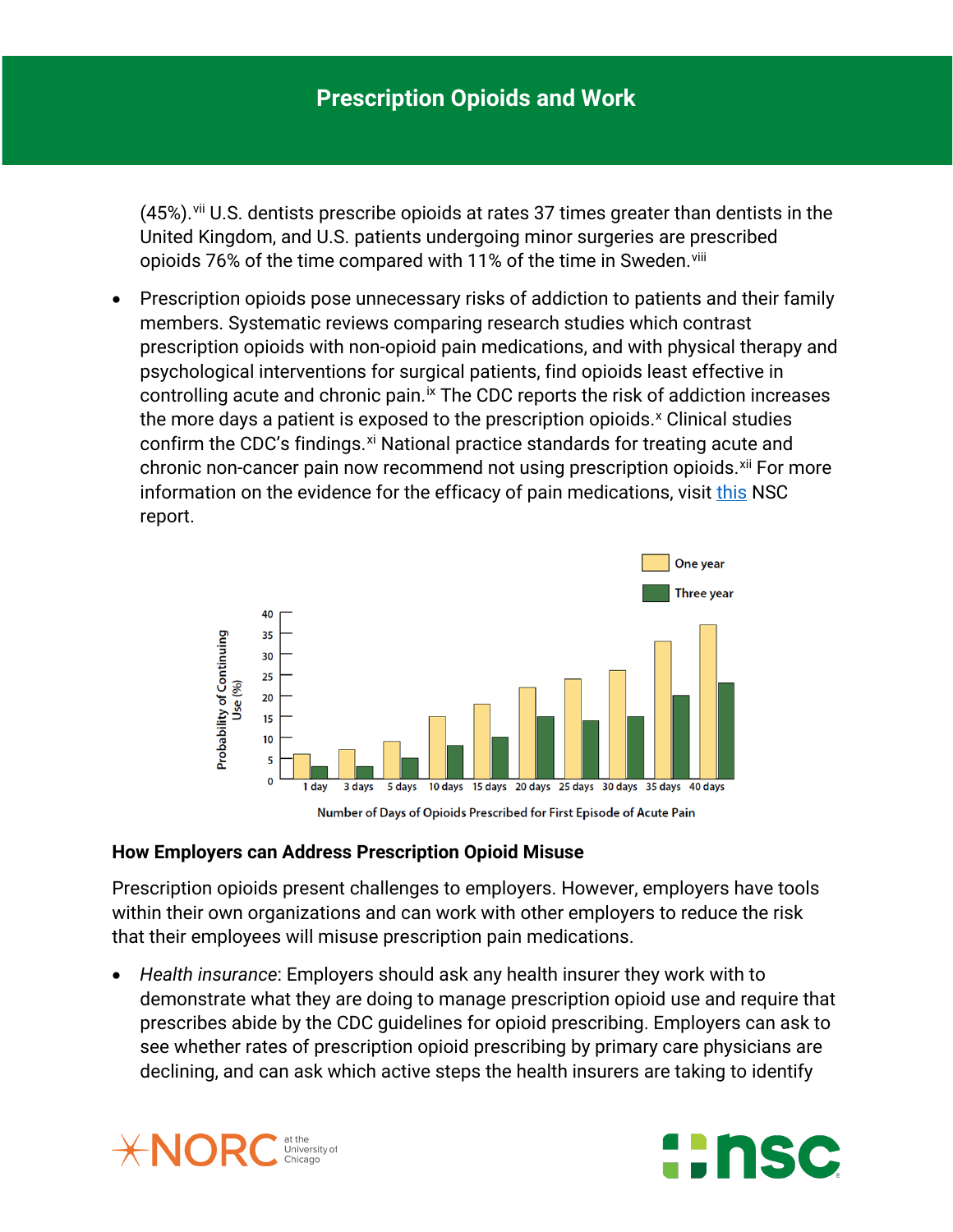(45%).[vii] U.S. dentists prescribe opioids at rates 37 times greater than dentists in the United Kingdom, and U.S. patients undergoing minor surgeries are prescribed opioids 76% of the time compared with 11% of the time in Sweden.[viii]

- Prescription opioids pose unnecessary risks of addiction to patients and their family members. Systematic reviews comparing research studies which contrast prescription opioids with non-opioid pain medications, and with physical therapy and psychological interventions for surgical patients, find opioids least effective in controlling acute and chronic pain.[ix] The CDC reports the risk of addiction increases the more days a patient is exposed to the prescription opioids.[x] Clinical studies confirm the CDC's findings.[xi] National practice standards for treating acute and chronic non-cancer pain now recommend not using prescription opioids.[xii] For more information on the evidence for the efficacy of pain medications, visit this NSC report.

## How Employers can Address Prescription Opioid Misuse

Prescription opioids present challenges to employers. However, employers have tools within their own organizations and can work with other employers to reduce the risk that their employees will misuse prescription pain medications.

- *Health insurance*: Employers should ask any health insurer they work with to demonstrate what they are doing to manage prescription opioid use and require that prescribes abide by the CDC guidelines for opioid prescribing. Employers can ask to see whether rates of prescription opioid prescribing by primary care physicians are declining, and can ask which active steps the health insurers are taking to identify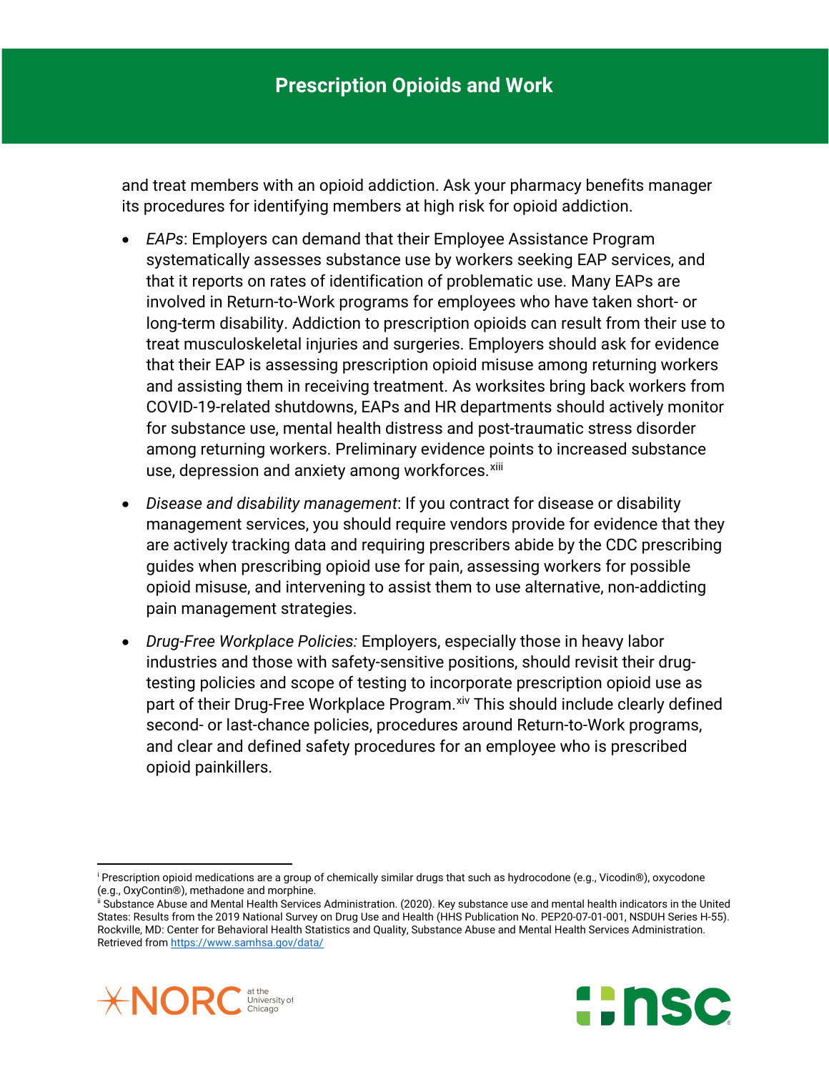and treat members with an opioid addiction. Ask your pharmacy benefits manager its procedures for identifying members at high risk for opioid addiction.

- *EAPs*: Employers can demand that their Employee Assistance Program systematically assesses substance use by workers seeking EAP services, and that it reports on rates of identification of problematic use. Many EAPs are involved in Return-to-Work programs for employees who have taken short- or long-term disability. Addiction to prescription opioids can result from their use to treat musculoskeletal injuries and surgeries. Employers should ask for evidence that their EAP is assessing prescription opioid misuse among returning workers and assisting them in receiving treatment. As worksites bring back workers from COVID-19-related shutdowns, EAPs and HR departments should actively monitor for substance use, mental health distress and post-traumatic stress disorder among returning workers. Preliminary evidence points to increased substance use, depression and anxiety among workforces.[xiii]
- *Disease and disability management*: If you contract for disease or disability management services, you should require vendors provide for evidence that they are actively tracking data and requiring prescribers abide by the CDC prescribing guides when prescribing opioid use for pain, assessing workers for possible opioid misuse, and intervening to assist them to use alternative, non-addicting pain management strategies.
- *Drug-Free Workplace Policies:* Employers, especially those in heavy labor industries and those with safety-sensitive positions, should revisit their drug-testing policies and scope of testing to incorporate prescription opioid use as part of their Drug-Free Workplace Program.[xiv] This should include clearly defined second- or last-chance policies, procedures around Return-to-Work programs, and clear and defined safety procedures for an employee who is prescribed opioid painkillers.

---

[i] Prescription opioid medications are a group of chemically similar drugs that such as hydrocodone (e.g., Vicodin®), oxycodone (e.g., OxyContin®), methadone and morphine.

[ii] Substance Abuse and Mental Health Services Administration. (2020). Key substance use and mental health indicators in the United States: Results from the 2019 National Survey on Drug Use and Health (HHS Publication No. PEP20-07-01-001, NSDUH Series H-55). Rockville, MD: Center for Behavioral Health Statistics and Quality, Substance Abuse and Mental Health Services Administration. Retrieved from https://www.samhsa.gov/data/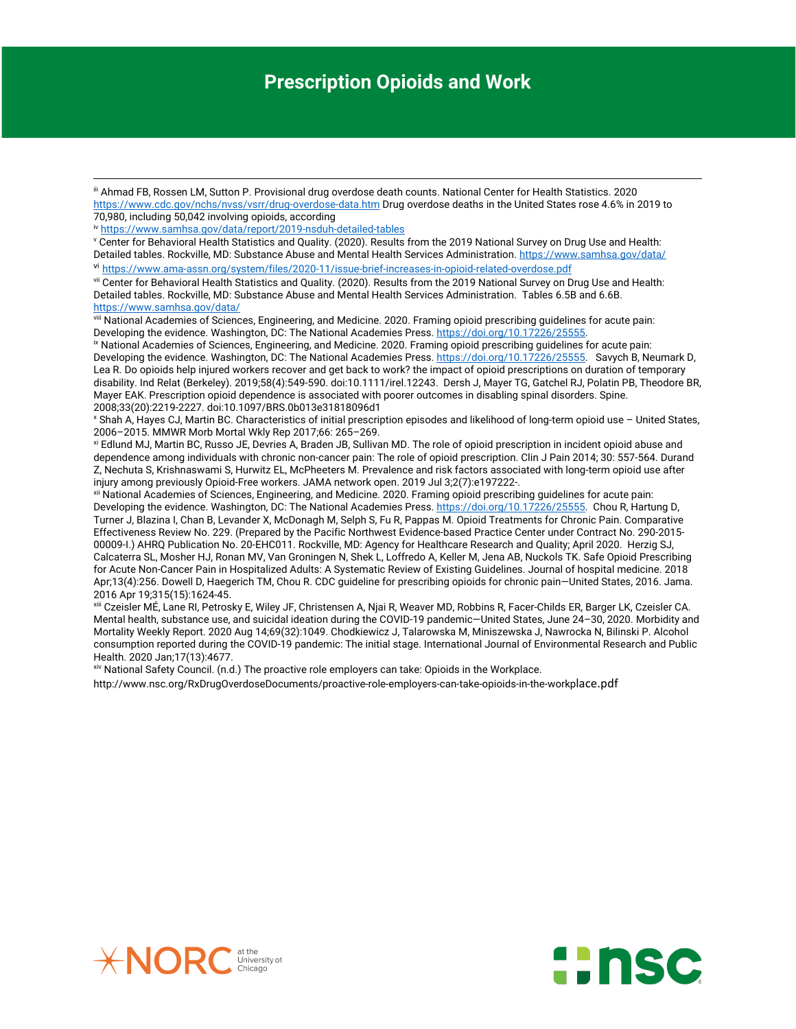# Prescription Opioids and Work

---

[iii] Ahmad FB, Rossen LM, Sutton P. Provisional drug overdose death counts. National Center for Health Statistics. 2020 https://www.cdc.gov/nchs/nvss/vsrr/drug-overdose-data.htm Drug overdose deaths in the United States rose 4.6% in 2019 to 70,980, including 50,042 involving opioids, according

[iv] https://www.samhsa.gov/data/report/2019-nsduh-detailed-tables

[v] Center for Behavioral Health Statistics and Quality. (2020). Results from the 2019 National Survey on Drug Use and Health: Detailed tables. Rockville, MD: Substance Abuse and Mental Health Services Administration. https://www.samhsa.gov/data/

[vi] https://www.ama-assn.org/system/files/2020-11/issue-brief-increases-in-opioid-related-overdose.pdf

[vii] Center for Behavioral Health Statistics and Quality. (2020). Results from the 2019 National Survey on Drug Use and Health: Detailed tables. Rockville, MD: Substance Abuse and Mental Health Services Administration. Tables 6.5B and 6.6B. https://www.samhsa.gov/data/

[viii] National Academies of Sciences, Engineering, and Medicine. 2020. Framing opioid prescribing guidelines for acute pain: Developing the evidence. Washington, DC: The National Academies Press. https://doi.org/10.17226/25555.

[ix] National Academies of Sciences, Engineering, and Medicine. 2020. Framing opioid prescribing guidelines for acute pain: Developing the evidence. Washington, DC: The National Academies Press. https://doi.org/10.17226/25555. Savych B, Neumark D, Lea R. Do opioids help injured workers recover and get back to work? the impact of opioid prescriptions on duration of temporary disability. Ind Relat (Berkeley). 2019;58(4):549-590. doi:10.1111/irel.12243. Dersh J, Mayer TG, Gatchel RJ, Polatin PB, Theodore BR, Mayer EAK. Prescription opioid dependence is associated with poorer outcomes in disabling spinal disorders. Spine. 2008;33(20):2219-2227. doi:10.1097/BRS.0b013e31818096d1

[x] Shah A, Hayes CJ, Martin BC. Characteristics of initial prescription episodes and likelihood of long-term opioid use – United States, 2006–2015. MMWR Morb Mortal Wkly Rep 2017;66: 265–269.

[xi] Edlund MJ, Martin BC, Russo JE, Devries A, Braden JB, Sullivan MD. The role of opioid prescription in incident opioid abuse and dependence among individuals with chronic non-cancer pain: The role of opioid prescription. Clin J Pain 2014; 30: 557-564. Durand Z, Nechuta S, Krishnaswami S, Hurwitz EL, McPheeters M. Prevalence and risk factors associated with long-term opioid use after injury among previously Opioid-Free workers. JAMA network open. 2019 Jul 3;2(7):e197222-.

[xii] National Academies of Sciences, Engineering, and Medicine. 2020. Framing opioid prescribing guidelines for acute pain: Developing the evidence. Washington, DC: The National Academies Press. https://doi.org/10.17226/25555. Chou R, Hartung D, Turner J, Blazina I, Chan B, Levander X, McDonagh M, Selph S, Fu R, Pappas M. Opioid Treatments for Chronic Pain. Comparative Effectiveness Review No. 229. (Prepared by the Pacific Northwest Evidence-based Practice Center under Contract No. 290-2015-00009-I.) AHRQ Publication No. 20-EHC011. Rockville, MD: Agency for Healthcare Research and Quality; April 2020. Herzig SJ, Calcaterra SL, Mosher HJ, Ronan MV, Van Groningen N, Shek L, Loffredo A, Keller M, Jena AB, Nuckols TK. Safe Opioid Prescribing for Acute Non-Cancer Pain in Hospitalized Adults: A Systematic Review of Existing Guidelines. Journal of hospital medicine. 2018 Apr;13(4):256. Dowell D, Haegerich TM, Chou R. CDC guideline for prescribing opioids for chronic pain—United States, 2016. Jama. 2016 Apr 19;315(15):1624-45.

[xiii] Czeisler MÉ, Lane RI, Petrosky E, Wiley JF, Christensen A, Njai R, Weaver MD, Robbins R, Facer-Childs ER, Barger LK, Czeisler CA. Mental health, substance use, and suicidal ideation during the COVID-19 pandemic—United States, June 24–30, 2020. Morbidity and Mortality Weekly Report. 2020 Aug 14;69(32):1049. Chodkiewicz J, Talarowska M, Miniszewska J, Nawrocka N, Bilinski P. Alcohol consumption reported during the COVID-19 pandemic: The initial stage. International Journal of Environmental Research and Public Health. 2020 Jan;17(13):4677.

[xiv] National Safety Council. (n.d.) The proactive role employers can take: Opioids in the Workplace. http://www.nsc.org/RxDrugOverdoseDocuments/proactive-role-employers-can-take-opioids-in-the-workplace.pdf

NORC at the University of Chicago

nsc